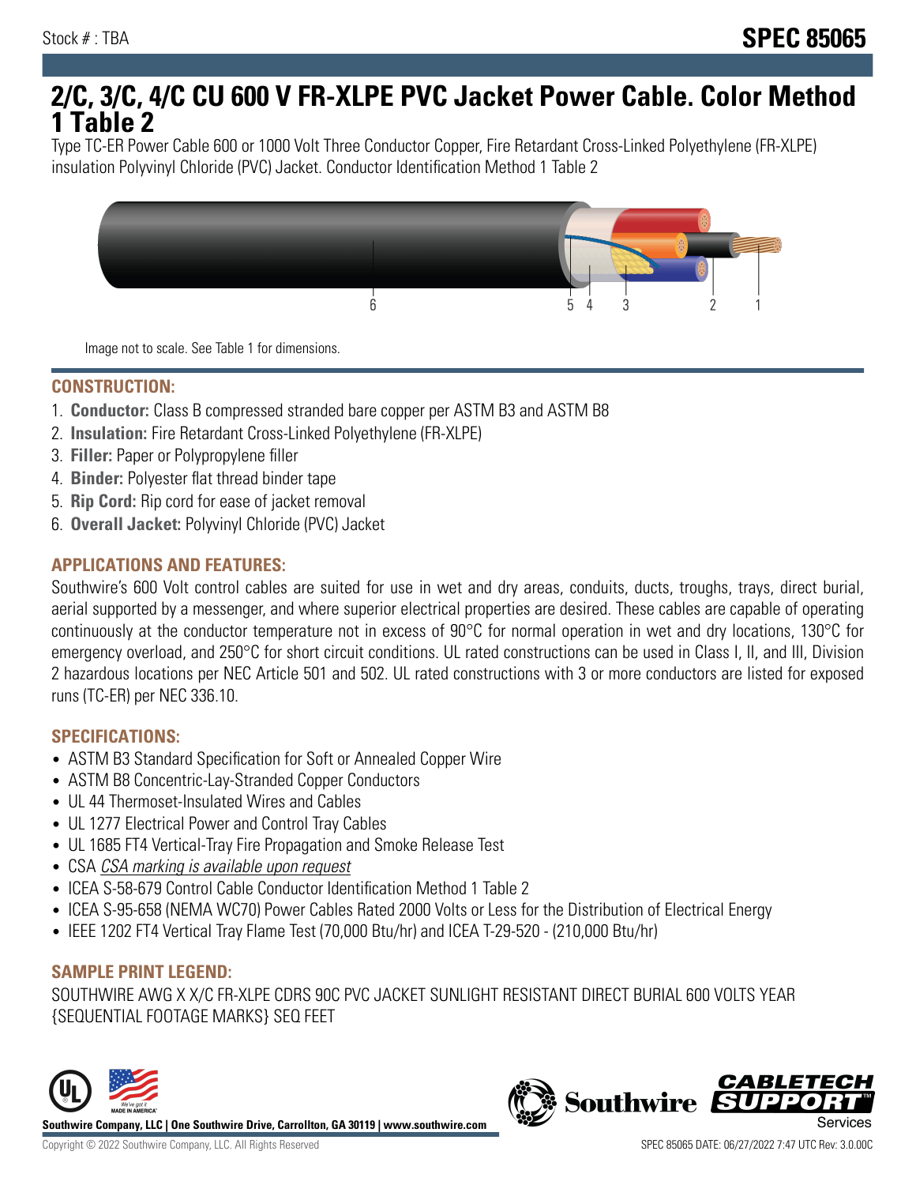Stock # : TBA

# SPEC 85065

# 2/C, 3/C, 4/C CU 600 V FR-XLPE PVC Jacket Power Cable. Color Method 1 Table 2

Type TC-ER Power Cable 600 or 1000 Volt Three Conductor Copper, Fire Retardant Cross-Linked Polyethylene (FR-XLPE) insulation Polyvinyl Chloride (PVC) Jacket. Conductor Identification Method 1 Table 2

Image not to scale. See Table 1 for dimensions.

## CONSTRUCTION:

1. **Conductor:** Class B compressed stranded bare copper per ASTM B3 and ASTM B8
2. **Insulation:** Fire Retardant Cross-Linked Polyethylene (FR-XLPE)
3. **Filler:** Paper or Polypropylene filler
4. **Binder:** Polyester flat thread binder tape
5. **Rip Cord:** Rip cord for ease of jacket removal
6. **Overall Jacket:** Polyvinyl Chloride (PVC) Jacket

## APPLICATIONS AND FEATURES:

Southwire's 600 Volt control cables are suited for use in wet and dry areas, conduits, ducts, troughs, trays, direct burial, aerial supported by a messenger, and where superior electrical properties are desired. These cables are capable of operating continuously at the conductor temperature not in excess of 90°C for normal operation in wet and dry locations, 130°C for emergency overload, and 250°C for short circuit conditions. UL rated constructions can be used in Class I, II, and III, Division 2 hazardous locations per NEC Article 501 and 502. UL rated constructions with 3 or more conductors are listed for exposed runs (TC-ER) per NEC 336.10.

## SPECIFICATIONS:

- ASTM B3 Standard Specification for Soft or Annealed Copper Wire
- ASTM B8 Concentric-Lay-Stranded Copper Conductors
- UL 44 Thermoset-Insulated Wires and Cables
- UL 1277 Electrical Power and Control Tray Cables
- UL 1685 FT4 Vertical-Tray Fire Propagation and Smoke Release Test
- CSA *CSA marking is available upon request*
- ICEA S-58-679 Control Cable Conductor Identification Method 1 Table 2
- ICEA S-95-658 (NEMA WC70) Power Cables Rated 2000 Volts or Less for the Distribution of Electrical Energy
- IEEE 1202 FT4 Vertical Tray Flame Test (70,000 Btu/hr) and ICEA T-29-520 - (210,000 Btu/hr)

## SAMPLE PRINT LEGEND:

SOUTHWIRE AWG X X/C FR-XLPE CDRS 90C PVC JACKET SUNLIGHT RESISTANT DIRECT BURIAL 600 VOLTS YEAR {SEQUENTIAL FOOTAGE MARKS} SEQ FEET

**Southwire Company, LLC | One Southwire Drive, Carrollton, GA 30119 | www.southwire.com**

Copyright © 2022 Southwire Company, LLC. All Rights Reserved

SPEC 85065 DATE: 06/27/2022 7:47 UTC Rev: 3.0.00C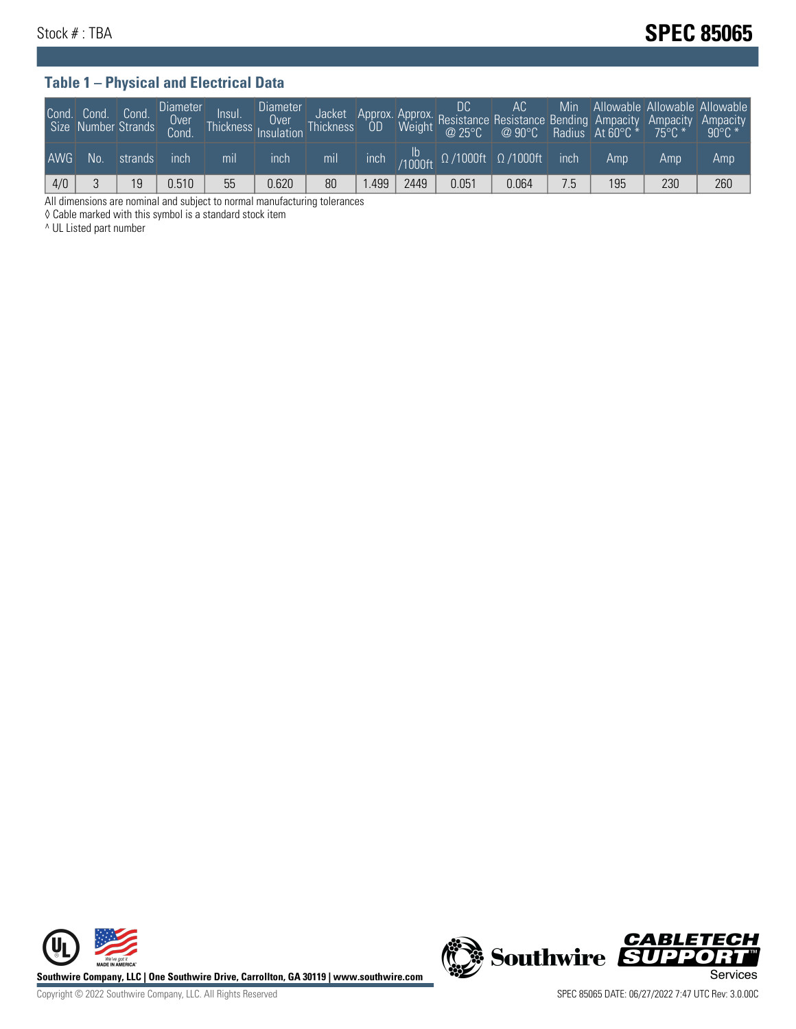Stock # : TBA

# SPEC 85065

## Table 1 – Physical and Electrical Data

| Cond. Size | Cond. Number | Cond. Strands | Diameter Over Cond. | Insul. Thickness | Diameter Over Insulation | Jacket Thickness | Approx. OD | Approx. Weight | DC Resistance @ 25°C | AC Resistance @ 90°C | Min Bending Radius | Allowable Ampacity At 60°C * | Allowable Ampacity 75°C * | Allowable Ampacity 90°C * |
|---|---|---|---|---|---|---|---|---|---|---|---|---|---|---|
| AWG | No. | strands | inch | mil | inch | mil | inch | lb /1000ft | Ω /1000ft | Ω /1000ft | inch | Amp | Amp | Amp |
| 4/0 | 3 | 19 | 0.510 | 55 | 0.620 | 80 | 1.499 | 2449 | 0.051 | 0.064 | 7.5 | 195 | 230 | 260 |

All dimensions are nominal and subject to normal manufacturing tolerances

◊ Cable marked with this symbol is a standard stock item

^ UL Listed part number

Southwire Company, LLC | One Southwire Drive, Carrollton, GA 30119 | www.southwire.com

Copyright © 2022 Southwire Company, LLC. All Rights Reserved

SPEC 85065 DATE: 06/27/2022 7:47 UTC Rev: 3.0.00C